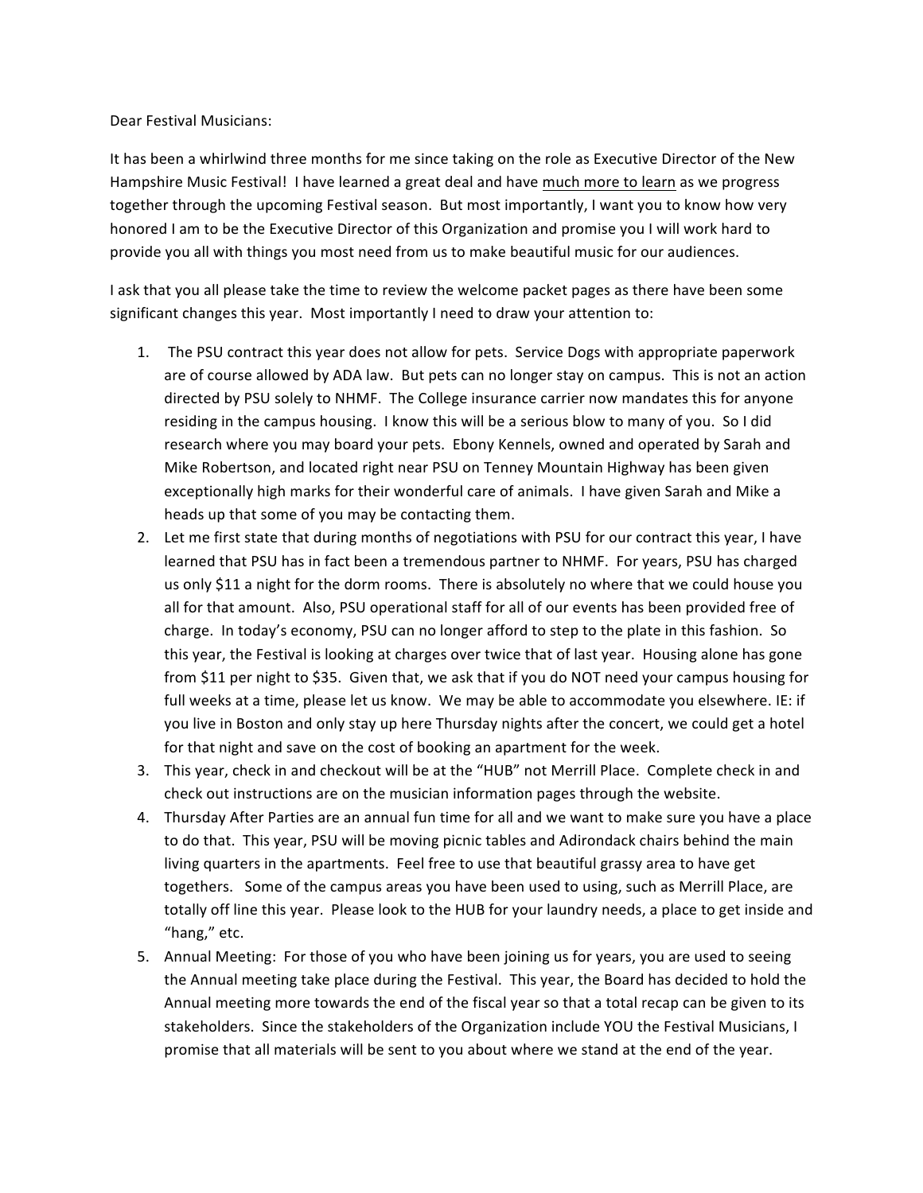Dear Festival Musicians:

It has been a whirlwind three months for me since taking on the role as Executive Director of the New Hampshire Music Festival! I have learned a great deal and have <u>much more to learn</u> as we progress together through the upcoming Festival season. But most importantly, I want you to know how very honored I am to be the Executive Director of this Organization and promise you I will work hard to provide you all with things you most need from us to make beautiful music for our audiences.

I ask that you all please take the time to review the welcome packet pages as there have been some significant changes this year. Most importantly I need to draw your attention to:

1. The PSU contract this year does not allow for pets. Service Dogs with appropriate paperwork are of course allowed by ADA law. But pets can no longer stay on campus. This is not an action directed by PSU solely to NHMF. The College insurance carrier now mandates this for anyone residing in the campus housing. I know this will be a serious blow to many of you. So I did research where you may board your pets. Ebony Kennels, owned and operated by Sarah and Mike Robertson, and located right near PSU on Tenney Mountain Highway has been given exceptionally high marks for their wonderful care of animals. I have given Sarah and Mike a heads up that some of you may be contacting them.
2. Let me first state that during months of negotiations with PSU for our contract this year, I have learned that PSU has in fact been a tremendous partner to NHMF. For years, PSU has charged us only $11 a night for the dorm rooms. There is absolutely no where that we could house you all for that amount. Also, PSU operational staff for all of our events has been provided free of charge. In today's economy, PSU can no longer afford to step to the plate in this fashion. So this year, the Festival is looking at charges over twice that of last year. Housing alone has gone from $11 per night to $35. Given that, we ask that if you do NOT need your campus housing for full weeks at a time, please let us know. We may be able to accommodate you elsewhere. IE: if you live in Boston and only stay up here Thursday nights after the concert, we could get a hotel for that night and save on the cost of booking an apartment for the week.
3. This year, check in and checkout will be at the "HUB" not Merrill Place. Complete check in and check out instructions are on the musician information pages through the website.
4. Thursday After Parties are an annual fun time for all and we want to make sure you have a place to do that. This year, PSU will be moving picnic tables and Adirondack chairs behind the main living quarters in the apartments. Feel free to use that beautiful grassy area to have get togethers. Some of the campus areas you have been used to using, such as Merrill Place, are totally off line this year. Please look to the HUB for your laundry needs, a place to get inside and "hang," etc.
5. Annual Meeting: For those of you who have been joining us for years, you are used to seeing the Annual meeting take place during the Festival. This year, the Board has decided to hold the Annual meeting more towards the end of the fiscal year so that a total recap can be given to its stakeholders. Since the stakeholders of the Organization include YOU the Festival Musicians, I promise that all materials will be sent to you about where we stand at the end of the year.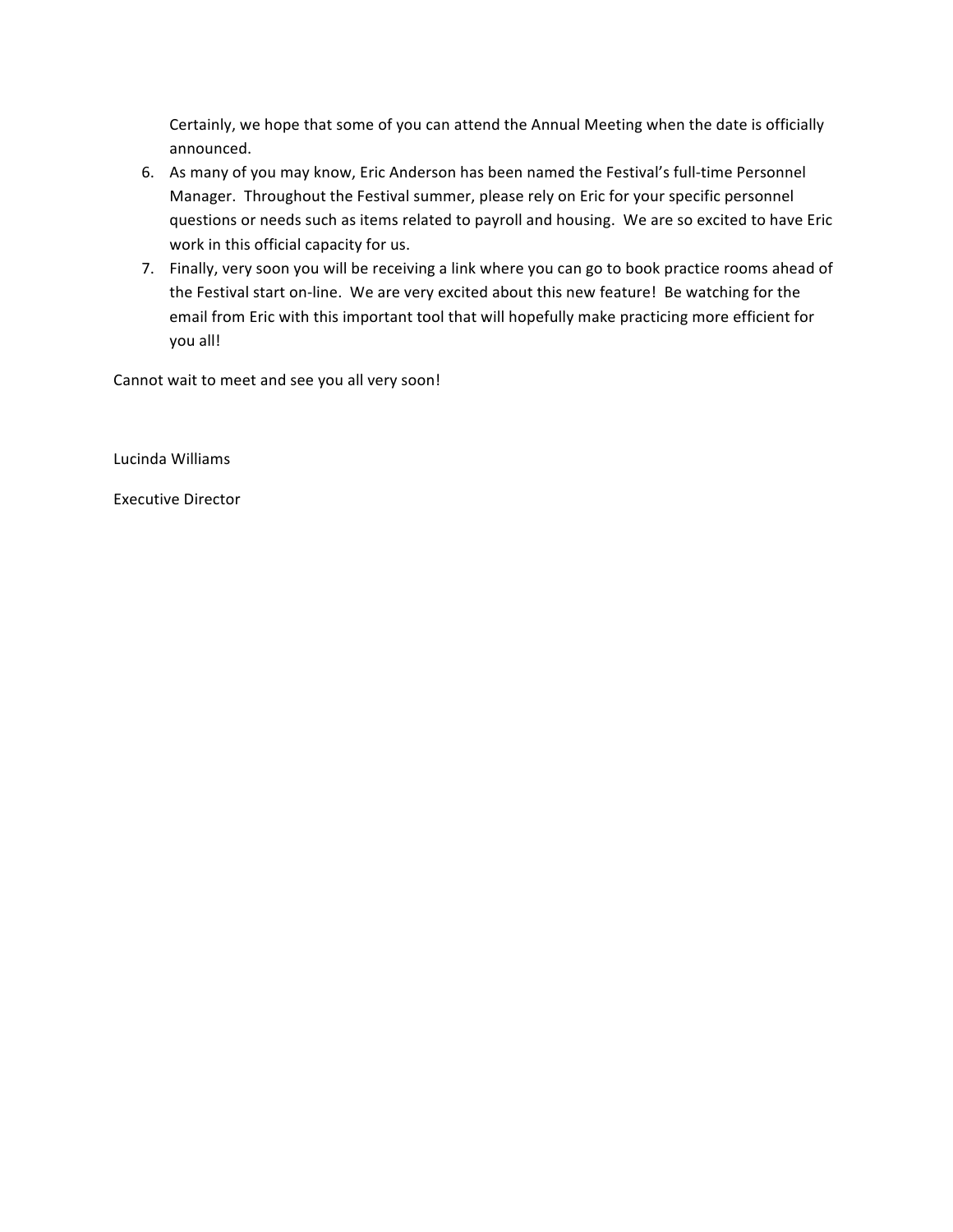Certainly, we hope that some of you can attend the Annual Meeting when the date is officially announced.

6. As many of you may know, Eric Anderson has been named the Festival's full-time Personnel Manager. Throughout the Festival summer, please rely on Eric for your specific personnel questions or needs such as items related to payroll and housing. We are so excited to have Eric work in this official capacity for us.
7. Finally, very soon you will be receiving a link where you can go to book practice rooms ahead of the Festival start on-line. We are very excited about this new feature! Be watching for the email from Eric with this important tool that will hopefully make practicing more efficient for you all!

Cannot wait to meet and see you all very soon!

Lucinda Williams

Executive Director